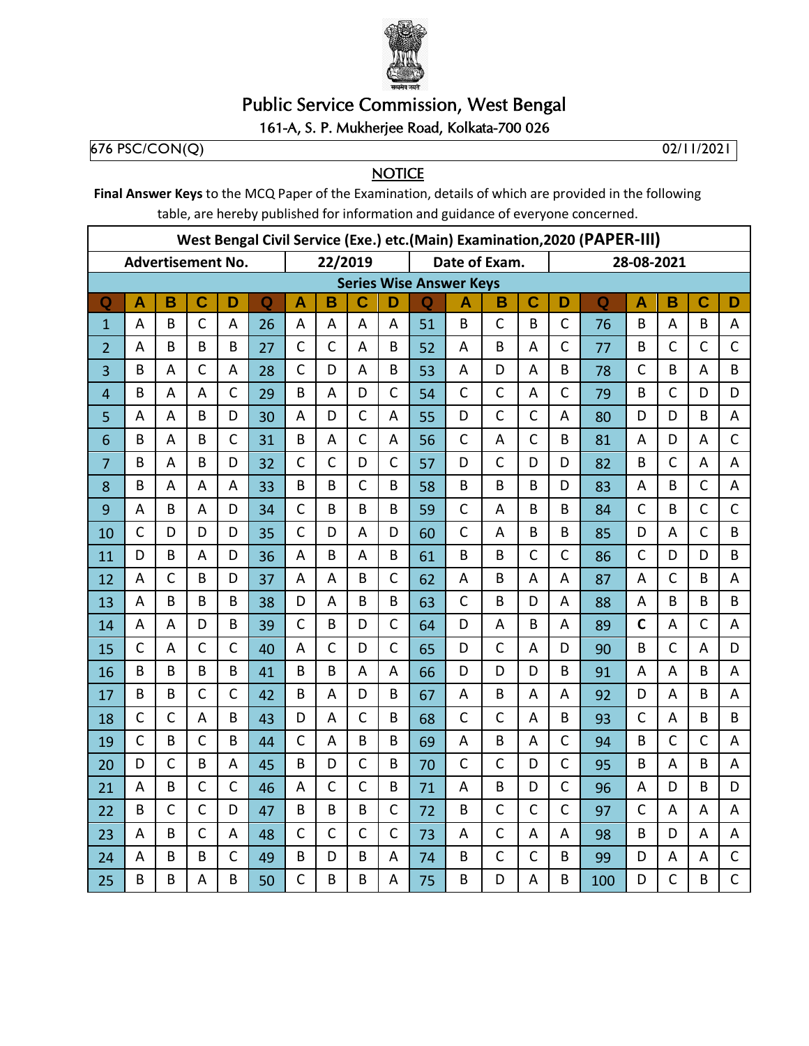# Public Service Commission, West Bengal

161-A, S. P. Mukherjee Road, Kolkata-700 026

676 PSC/CON(Q) 02/11/2021

## NOTICE

**Final Answer Keys** to the MCQ Paper of the Examination, details of which are provided in the following table, are hereby published for information and guidance of everyone concerned.

| West Bengal Civil Service (Exe.) etc.(Main) Examination,2020 (PAPER-III) | | | | | | | | | | | | | | | | | | | |
|---|---|---|---|---|---|---|---|---|---|---|---|---|---|---|---|---|---|---|---|
| Advertisement No. | | | | | 22/2019 | | | | | Date of Exam. | | | | | 28-08-2021 | | | | |
| Series Wise Answer Keys | | | | | | | | | | | | | | | | | | | |
| Q | A | B | C | D | Q | A | B | C | D | Q | A | B | C | D | Q | A | B | C | D |
| 1 | A | B | C | A | 26 | A | A | A | A | 51 | B | C | B | C | 76 | B | A | B | A |
| 2 | A | B | B | B | 27 | C | C | A | B | 52 | A | B | A | C | 77 | B | C | C | C |
| 3 | B | A | C | A | 28 | C | D | A | B | 53 | A | D | A | B | 78 | C | B | A | B |
| 4 | B | A | A | C | 29 | B | A | D | C | 54 | C | C | A | C | 79 | B | C | D | D |
| 5 | A | A | B | D | 30 | A | D | C | A | 55 | D | C | C | A | 80 | D | D | B | A |
| 6 | B | A | B | C | 31 | B | A | C | A | 56 | C | A | C | B | 81 | A | D | A | C |
| 7 | B | A | B | D | 32 | C | C | D | C | 57 | D | C | D | D | 82 | B | C | A | A |
| 8 | B | A | A | A | 33 | B | B | C | B | 58 | B | B | B | D | 83 | A | B | C | A |
| 9 | A | B | A | D | 34 | C | B | B | B | 59 | C | A | B | B | 84 | C | B | C | C |
| 10 | C | D | D | D | 35 | C | D | A | D | 60 | C | A | B | B | 85 | D | A | C | B |
| 11 | D | B | A | D | 36 | A | B | A | B | 61 | B | B | C | C | 86 | C | D | D | B |
| 12 | A | C | B | D | 37 | A | A | B | C | 62 | A | B | A | A | 87 | A | C | B | A |
| 13 | A | B | B | B | 38 | D | A | B | B | 63 | C | B | D | A | 88 | A | B | B | B |
| 14 | A | A | D | B | 39 | C | B | D | C | 64 | D | A | B | A | 89 | **C** | A | C | A |
| 15 | C | A | C | C | 40 | A | C | D | C | 65 | D | C | A | D | 90 | B | C | A | D |
| 16 | B | B | B | B | 41 | B | B | A | A | 66 | D | D | D | B | 91 | A | A | B | A |
| 17 | B | B | C | C | 42 | B | A | D | B | 67 | A | B | A | A | 92 | D | A | B | A |
| 18 | C | C | A | B | 43 | D | A | C | B | 68 | C | C | A | B | 93 | C | A | B | B |
| 19 | C | B | C | B | 44 | C | A | B | B | 69 | A | B | A | C | 94 | B | C | C | A |
| 20 | D | C | B | A | 45 | B | D | C | B | 70 | C | C | D | C | 95 | B | A | B | A |
| 21 | A | B | C | C | 46 | A | C | C | B | 71 | A | B | D | C | 96 | A | D | B | D |
| 22 | B | C | C | D | 47 | B | B | B | C | 72 | B | C | C | C | 97 | C | A | A | A |
| 23 | A | B | C | A | 48 | C | C | C | C | 73 | A | C | A | A | 98 | B | D | A | A |
| 24 | A | B | B | C | 49 | B | D | B | A | 74 | B | C | C | B | 99 | D | A | A | C |
| 25 | B | B | A | B | 50 | C | B | B | A | 75 | B | D | A | B | 100 | D | C | B | C |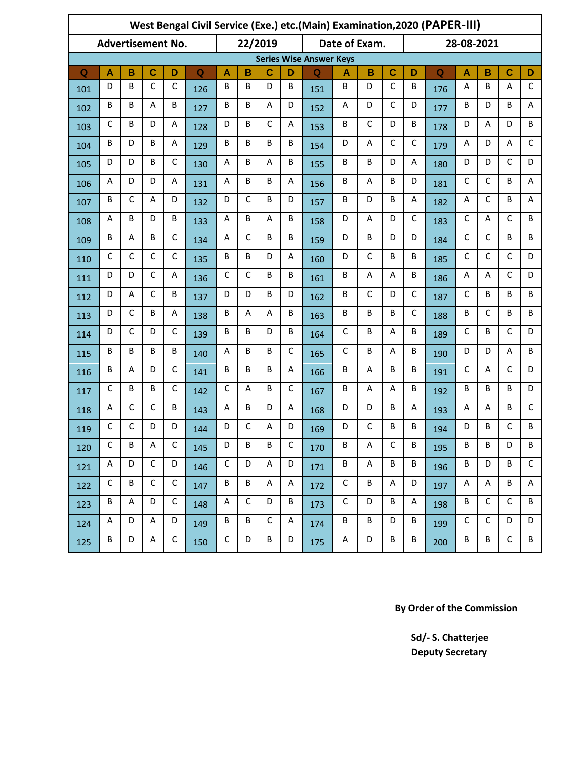| West Bengal Civil Service (Exe.) etc.(Main) Examination,2020 (PAPER-III) | | | | | | | | | | | | | | | | | | | |
|---|---|---|---|---|---|---|---|---|---|---|---|---|---|---|---|---|---|---|---|
| Advertisement No. | | | | | 22/2019 | | | | Date of Exam. | | | | | 28-08-2021 | | | | | |
| Series Wise Answer Keys | | | | | | | | | | | | | | | | | | | |
| Q | A | B | C | D | Q | A | B | C | D | Q | A | B | C | D | Q | A | B | C | D |
| 101 | D | B | C | C | 126 | B | B | D | B | 151 | B | D | C | B | 176 | A | B | A | C |
| 102 | B | B | A | B | 127 | B | B | A | D | 152 | A | D | C | D | 177 | B | D | B | A |
| 103 | C | B | D | A | 128 | D | B | C | A | 153 | B | C | D | B | 178 | D | A | D | B |
| 104 | B | D | B | A | 129 | B | B | B | B | 154 | D | A | C | C | 179 | A | D | A | C |
| 105 | D | D | B | C | 130 | A | B | A | B | 155 | B | B | D | A | 180 | D | D | C | D |
| 106 | A | D | D | A | 131 | A | B | B | A | 156 | B | A | B | D | 181 | C | C | B | A |
| 107 | B | C | A | D | 132 | D | C | B | D | 157 | B | D | B | A | 182 | A | C | B | A |
| 108 | A | B | D | B | 133 | A | B | A | B | 158 | D | A | D | C | 183 | C | A | C | B |
| 109 | B | A | B | C | 134 | A | C | B | B | 159 | D | B | D | D | 184 | C | C | B | B |
| 110 | C | C | C | C | 135 | B | B | D | A | 160 | D | C | B | B | 185 | C | C | C | D |
| 111 | D | D | C | A | 136 | C | C | B | B | 161 | B | A | A | B | 186 | A | A | C | D |
| 112 | D | A | C | B | 137 | D | D | B | D | 162 | B | C | D | C | 187 | C | B | B | B |
| 113 | D | C | B | A | 138 | B | A | A | B | 163 | B | B | B | C | 188 | B | C | B | B |
| 114 | D | C | D | C | 139 | B | B | D | B | 164 | C | B | A | B | 189 | C | B | C | D |
| 115 | B | B | B | B | 140 | A | B | B | C | 165 | C | B | A | B | 190 | D | D | A | B |
| 116 | B | A | D | C | 141 | B | B | B | A | 166 | B | A | B | B | 191 | C | A | C | D |
| 117 | C | B | B | C | 142 | C | A | B | C | 167 | B | A | A | B | 192 | B | B | B | D |
| 118 | A | C | C | B | 143 | A | B | D | A | 168 | D | D | B | A | 193 | A | A | B | C |
| 119 | C | C | D | D | 144 | D | C | A | D | 169 | D | C | B | B | 194 | D | B | C | B |
| 120 | C | B | A | C | 145 | D | B | B | C | 170 | B | A | C | B | 195 | B | B | D | B |
| 121 | A | D | C | D | 146 | C | D | A | D | 171 | B | A | B | B | 196 | B | D | B | C |
| 122 | C | B | C | C | 147 | B | B | A | A | 172 | C | B | A | D | 197 | A | A | B | A |
| 123 | B | A | D | C | 148 | A | C | D | B | 173 | C | D | B | A | 198 | B | C | C | B |
| 124 | A | D | A | D | 149 | B | B | C | A | 174 | B | B | D | B | 199 | C | C | D | D |
| 125 | B | D | A | C | 150 | C | D | B | D | 175 | A | D | B | B | 200 | B | B | C | B |

**By Order of the Commission**

**Sd/- S. Chatterjee**
**Deputy Secretary**